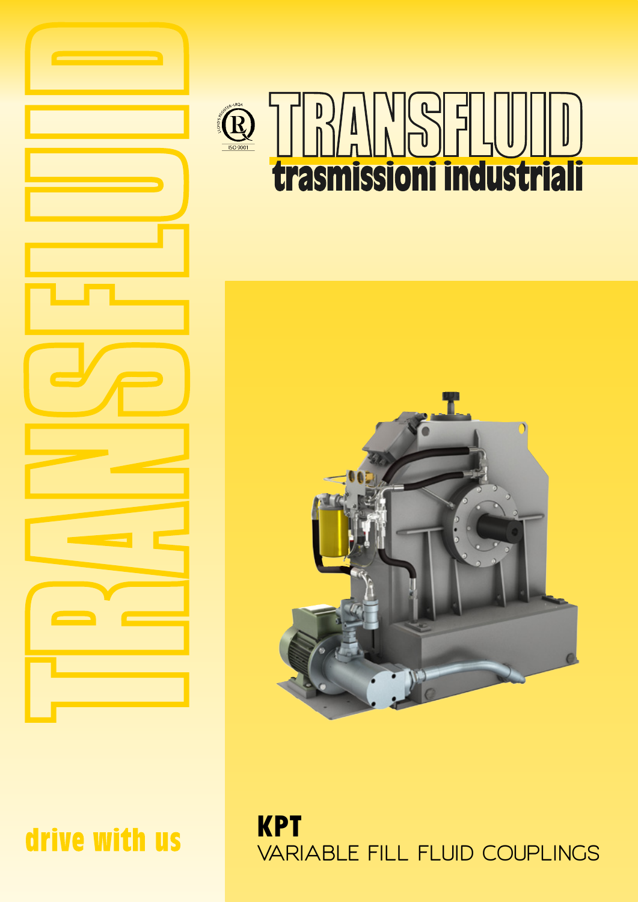# TRANSFLUID

trasmissioni industriali

ISO 9001

drive with us

## KPT

VARIABLE FILL FLUID COUPLINGS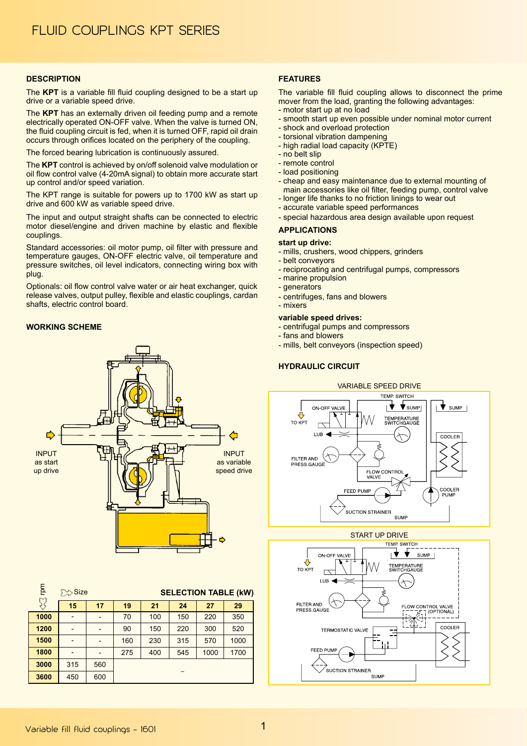# FLUID COUPLINGS KPT SERIES

## DESCRIPTION

The **KPT** is a variable fill fluid coupling designed to be a start up drive or a variable speed drive.

The **KPT** has an externally driven oil feeding pump and a remote electrically operated ON-OFF valve. When the valve is turned ON, the fluid coupling circuit is fed, when it is turned OFF, rapid oil drain occurs through orifices located on the periphery of the coupling.

The forced bearing lubrication is continuously assured.

The **KPT** control is achieved by on/off solenoid valve modulation or oil flow control valve (4-20mA signal) to obtain more accurate start up control and/or speed variation.

The KPT range is suitable for powers up to 1700 kW as start up drive and 600 kW as variable speed drive.

The input and output straight shafts can be connected to electric motor diesel/engine and driven machine by elastic and flexible couplings.

Standard accessories: oil motor pump, oil filter with pressure and temperature gauges, ON-OFF electric valve, oil temperature and pressure switches, oil level indicators, connecting wiring box with plug.

Optionals: oil flow control valve water or air heat exchanger, quick release valves, output pulley, flexible and elastic couplings, cardan shafts, electric control board.

## WORKING SCHEME

INPUT as start up drive

INPUT as variable speed drive

| rpm / Size | SELECTION TABLE (kW) | | | | | | |
|---|---|---|---|---|---|---|---|
| | 15 | 17 | 19 | 21 | 24 | 27 | 29 |
| 1000 | - | - | 70 | 100 | 150 | 220 | 350 |
| 1200 | - | - | 90 | 150 | 220 | 300 | 520 |
| 1500 | - | - | 160 | 230 | 315 | 570 | 1000 |
| 1800 | - | - | 275 | 400 | 545 | 1000 | 1700 |
| 3000 | 315 | 560 | – | | | | |
| 3600 | 450 | 600 | | | | | |

## FEATURES

The variable fill fluid coupling allows to disconnect the prime mover from the load, granting the following advantages:
- motor start up at no load
- smooth start up even possible under nominal motor current
- shock and overload protection
- torsional vibration dampening
- high radial load capacity (KPTE)
- no belt slip
- remote control
- load positioning
- cheap and easy maintenance due to external mounting of main accessories like oil filter, feeding pump, control valve
- longer life thanks to no friction linings to wear out
- accurate variable speed performances
- special hazardous area design available upon request

## APPLICATIONS

**start up drive:**
- mills, crushers, wood chippers, grinders
- belt conveyors
- reciprocating and centrifugal pumps, compressors
- marine propulsion
- generators
- centrifuges, fans and blowers
- mixers

**variable speed drives:**
- centrifugal pumps and compressors
- fans and blowers
- mills, belt conveyors (inspection speed)

## HYDRAULIC CIRCUIT

VARIABLE SPEED DRIVE

TEMP. SWITCH, ON-OFF VALVE, SUMP, TO KPT, TEMPERATURE SWITCHGAUGE, LUB, COOLER, FILTER AND PRESS.GAUGE, FLOW CONTROL VALVE, FEED PUMP, COOLER PUMP, SUCTION STRAINER, SUMP

START UP DRIVE

TEMP. SWITCH, ON-OFF VALVE, SUMP, TO KPT, TEMPERATURE SWITCHGAUGE, LUB, FILTER AND PRESS.GAUGE, FLOW CONTROL VALVE (OPTIONAL), TERMOSTATIC VALVE, COOLER, FEED PUMP, SUCTION STRAINER, SUMP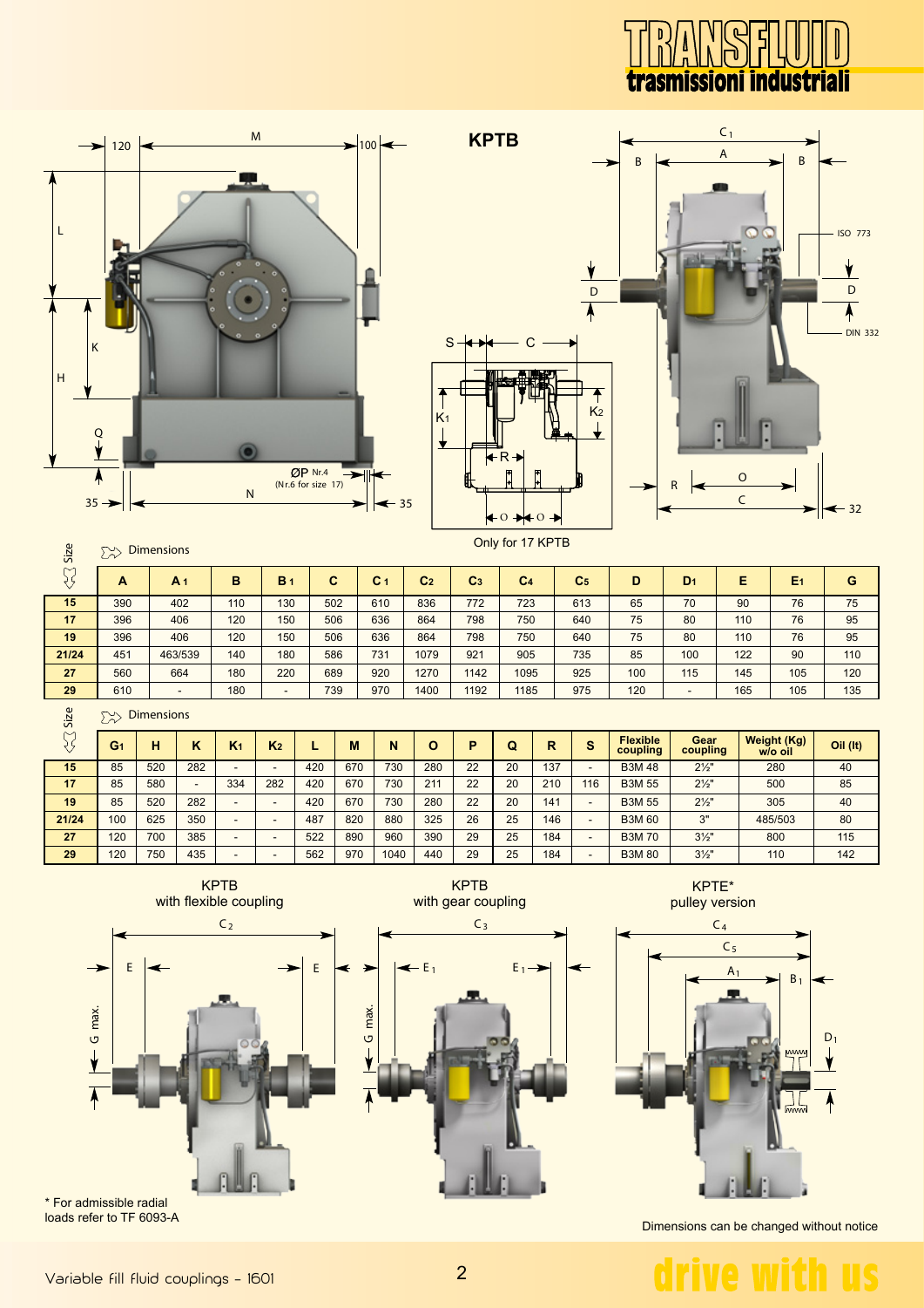# KPTB

Only for 17 KPTB

Dimensions

| Size | A | $A_1$ | B | $B_1$ | C | $C_1$ | $C_2$ | $C_3$ | $C_4$ | $C_5$ | D | $D_1$ | E | $E_1$ | G |
|---|---|---|---|---|---|---|---|---|---|---|---|---|---|---|---|
| 15 | 390 | 402 | 110 | 130 | 502 | 610 | 836 | 772 | 723 | 613 | 65 | 70 | 90 | 76 | 75 |
| 17 | 396 | 406 | 120 | 150 | 506 | 636 | 864 | 798 | 750 | 640 | 75 | 80 | 110 | 76 | 95 |
| 19 | 396 | 406 | 120 | 150 | 506 | 636 | 864 | 798 | 750 | 640 | 75 | 80 | 110 | 76 | 95 |
| 21/24 | 451 | 463/539 | 140 | 180 | 586 | 731 | 1079 | 921 | 905 | 735 | 85 | 100 | 122 | 90 | 110 |
| 27 | 560 | 664 | 180 | 220 | 689 | 920 | 1270 | 1142 | 1095 | 925 | 100 | 115 | 145 | 105 | 120 |
| 29 | 610 | - | 180 | - | 739 | 970 | 1400 | 1192 | 1185 | 975 | 120 | - | 165 | 105 | 135 |

Dimensions

| Size | $G_1$ | H | K | $K_1$ | $K_2$ | L | M | N | O | P | Q | R | S | Flexible coupling | Gear coupling | Weight (Kg) w/o oil | Oil (lt) |
|---|---|---|---|---|---|---|---|---|---|---|---|---|---|---|---|---|---|
| 15 | 85 | 520 | 282 | - | - | 420 | 670 | 730 | 280 | 22 | 20 | 137 | - | B3M 48 | 2½" | 280 | 40 |
| 17 | 85 | 580 | - | 334 | 282 | 420 | 670 | 730 | 211 | 22 | 20 | 210 | 116 | B3M 55 | 2½" | 500 | 85 |
| 19 | 85 | 520 | 282 | - | - | 420 | 670 | 730 | 280 | 22 | 20 | 141 | - | B3M 55 | 2½" | 305 | 40 |
| 21/24 | 100 | 625 | 350 | - | - | 487 | 820 | 880 | 325 | 26 | 25 | 146 | - | B3M 60 | 3" | 485/503 | 80 |
| 27 | 120 | 700 | 385 | - | - | 522 | 890 | 960 | 390 | 29 | 25 | 184 | - | B3M 70 | 3½" | 800 | 115 |
| 29 | 120 | 750 | 435 | - | - | 562 | 970 | 1040 | 440 | 29 | 25 | 184 | - | B3M 80 | 3½" | 110 | 142 |

KPTB with flexible coupling

KPTB with gear coupling

KPTE* pulley version

* For admissible radial loads refer to TF 6093-A

Dimensions can be changed without notice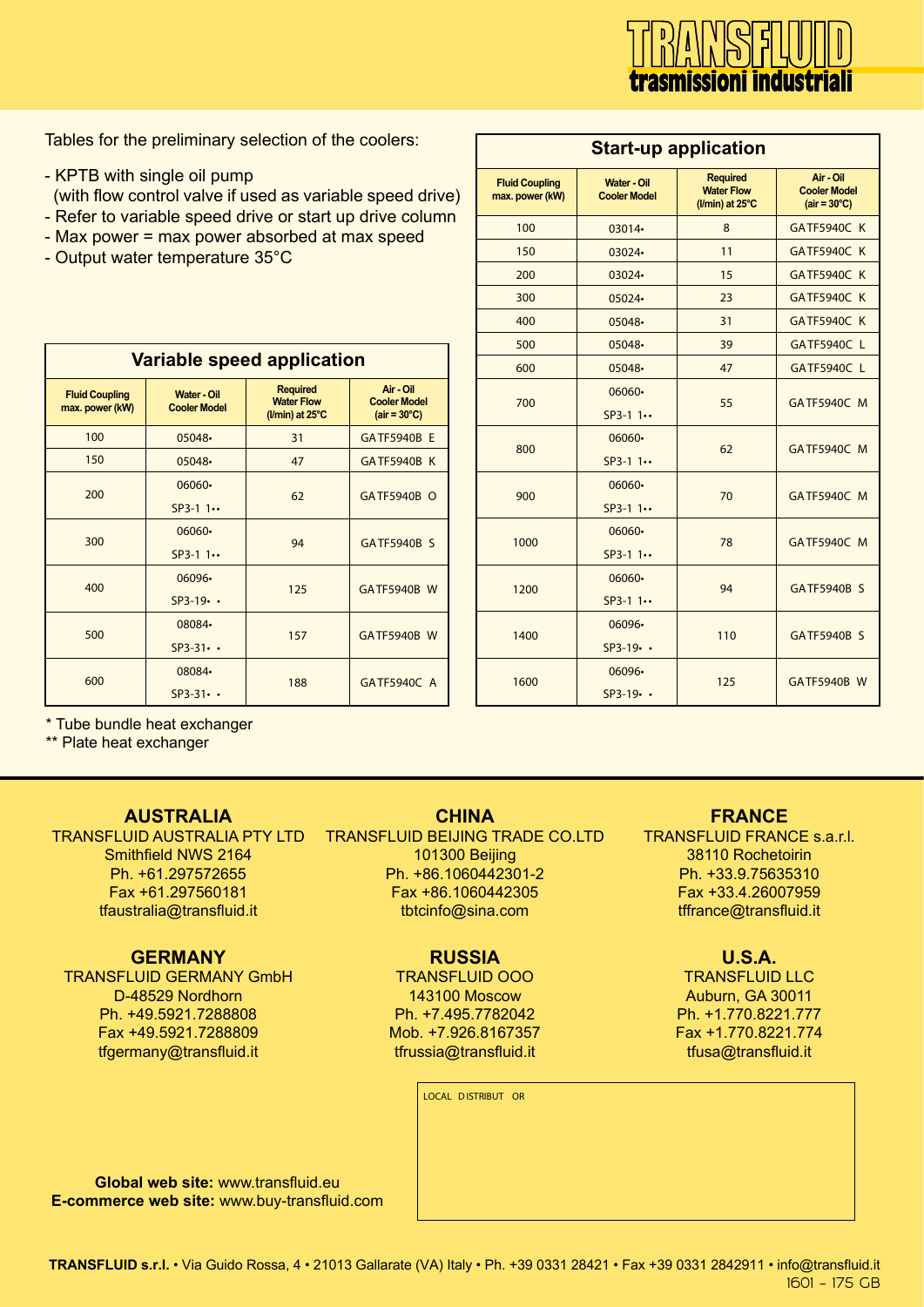TRANSFLUID
trasmissioni industriali

Tables for the preliminary selection of the coolers:

- KPTB with single oil pump
  (with flow control valve if used as variable speed drive)
- Refer to variable speed drive or start up drive column
- Max power = max power absorbed at max speed
- Output water temperature 35°C

## Variable speed application

| Fluid Coupling max. power (kW) | Water - Oil Cooler Model | Required Water Flow (l/min) at 25°C | Air - Oil Cooler Model (air = 30°C) |
|---|---|---|---|
| 100 | 05048• | 31 | GATF5940B E |
| 150 | 05048• | 47 | GATF5940B K |
| 200 | 06060•<br>SP3-1 1•• | 62 | GATF5940B O |
| 300 | 06060•<br>SP3-1 1•• | 94 | GATF5940B S |
| 400 | 06096•<br>SP3-19• • | 125 | GATF5940B W |
| 500 | 08084•<br>SP3-31• • | 157 | GATF5940B W |
| 600 | 08084•<br>SP3-31• • | 188 | GATF5940C A |

## Start-up application

| Fluid Coupling max. power (kW) | Water - Oil Cooler Model | Required Water Flow (l/min) at 25°C | Air - Oil Cooler Model (air = 30°C) |
|---|---|---|---|
| 100 | 03014• | 8 | GATF5940C K |
| 150 | 03024• | 11 | GATF5940C K |
| 200 | 03024• | 15 | GATF5940C K |
| 300 | 05024• | 23 | GATF5940C K |
| 400 | 05048• | 31 | GATF5940C K |
| 500 | 05048• | 39 | GATF5940C L |
| 600 | 05048• | 47 | GATF5940C L |
| 700 | 06060•<br>SP3-1 1•• | 55 | GATF5940C M |
| 800 | 06060•<br>SP3-1 1•• | 62 | GATF5940C M |
| 900 | 06060•<br>SP3-1 1•• | 70 | GATF5940C M |
| 1000 | 06060•<br>SP3-1 1•• | 78 | GATF5940C M |
| 1200 | 06060•<br>SP3-1 1•• | 94 | GATF5940B S |
| 1400 | 06096•<br>SP3-19• • | 110 | GATF5940B S |
| 1600 | 06096•<br>SP3-19• • | 125 | GATF5940B W |

* Tube bundle heat exchanger
** Plate heat exchanger

**AUSTRALIA**
TRANSFLUID AUSTRALIA PTY LTD
Smithfield NWS 2164
Ph. +61.297572655
Fax +61.297560181
tfaustralia@transfluid.it

**CHINA**
TRANSFLUID BEIJING TRADE CO.LTD
101300 Beijing
Ph. +86.1060442301-2
Fax +86.1060442305
tbtcinfo@sina.com

**FRANCE**
TRANSFLUID FRANCE s.a.r.l.
38110 Rochetoirin
Ph. +33.9.75635310
Fax +33.4.26007959
tffrance@transfluid.it

**GERMANY**
TRANSFLUID GERMANY GmbH
D-48529 Nordhorn
Ph. +49.5921.7288808
Fax +49.5921.7288809
tfgermany@transfluid.it

**RUSSIA**
TRANSFLUID OOO
143100 Moscow
Ph. +7.495.7782042
Mob. +7.926.8167357
tfrussia@transfluid.it

**U.S.A.**
TRANSFLUID LLC
Auburn, GA 30011
Ph. +1.770.8221.777
Fax +1.770.8221.774
tfusa@transfluid.it

LOCAL DISTRIBUTOR

**Global web site:** www.transfluid.eu
**E-commerce web site:** www.buy-transfluid.com

**TRANSFLUID s.r.l.** • Via Guido Rossa, 4 • 21013 Gallarate (VA) Italy • Ph. +39 0331 28421 • Fax +39 0331 2842911 • info@transfluid.it

1601 - 175 GB